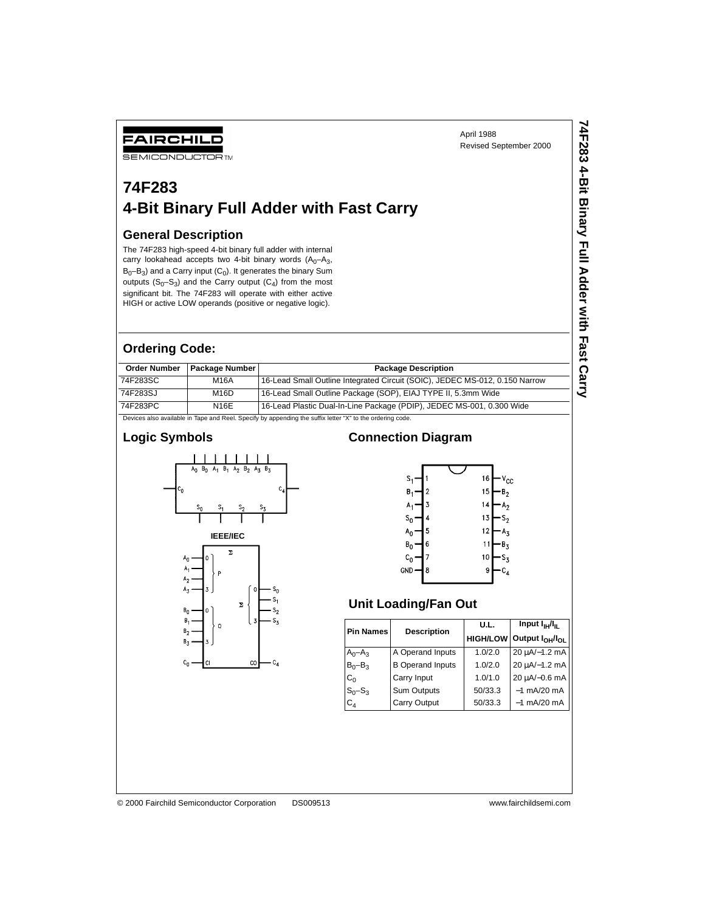FAIRCHILD SEMICONDUCTOR™

April 1988
Revised September 2000

# 74F283
# 4-Bit Binary Full Adder with Fast Carry

## General Description

The 74F283 high-speed 4-bit binary full adder with internal carry lookahead accepts two 4-bit binary words ($A_0$–$A_3$, $B_0$–$B_3$) and a Carry input ($C_0$). It generates the binary Sum outputs ($S_0$–$S_3$) and the Carry output ($C_4$) from the most significant bit. The 74F283 will operate with either active HIGH or active LOW operands (positive or negative logic).

## Ordering Code:

| Order Number | Package Number | Package Description |
|---|---|---|
| 74F283SC | M16A | 16-Lead Small Outline Integrated Circuit (SOIC), JEDEC MS-012, 0.150 Narrow |
| 74F283SJ | M16D | 16-Lead Small Outline Package (SOP), EIAJ TYPE II, 5.3mm Wide |
| 74F283PC | N16E | 16-Lead Plastic Dual-In-Line Package (PDIP), JEDEC MS-001, 0.300 Wide |

Devices also available in Tape and Reel. Specify by appending the suffix letter "X" to the ordering code.

## Logic Symbols

IEEE/IEC

## Connection Diagram

| Pin | Name | Pin | Name |
|---|---|---|---|
| 1 | $S_1$ | 16 | $V_{CC}$ |
| 2 | $B_1$ | 15 | $B_2$ |
| 3 | $A_1$ | 14 | $A_2$ |
| 4 | $S_0$ | 13 | $S_2$ |
| 5 | $A_0$ | 12 | $A_3$ |
| 6 | $B_0$ | 11 | $B_3$ |
| 7 | $C_0$ | 10 | $S_3$ |
| 8 | GND | 9 | $C_4$ |

## Unit Loading/Fan Out

| Pin Names | Description | U.L. HIGH/LOW | Input $I_{IH}/I_{IL}$ Output $I_{OH}/I_{OL}$ |
|---|---|---|---|
| $A_0$–$A_3$ | A Operand Inputs | 1.0/2.0 | 20 µA/−1.2 mA |
| $B_0$–$B_3$ | B Operand Inputs | 1.0/2.0 | 20 µA/−1.2 mA |
| $C_0$ | Carry Input | 1.0/1.0 | 20 µA/−0.6 mA |
| $S_0$–$S_3$ | Sum Outputs | 50/33.3 | −1 mA/20 mA |
| $C_4$ | Carry Output | 50/33.3 | −1 mA/20 mA |

© 2000 Fairchild Semiconductor Corporation DS009513 www.fairchildsemi.com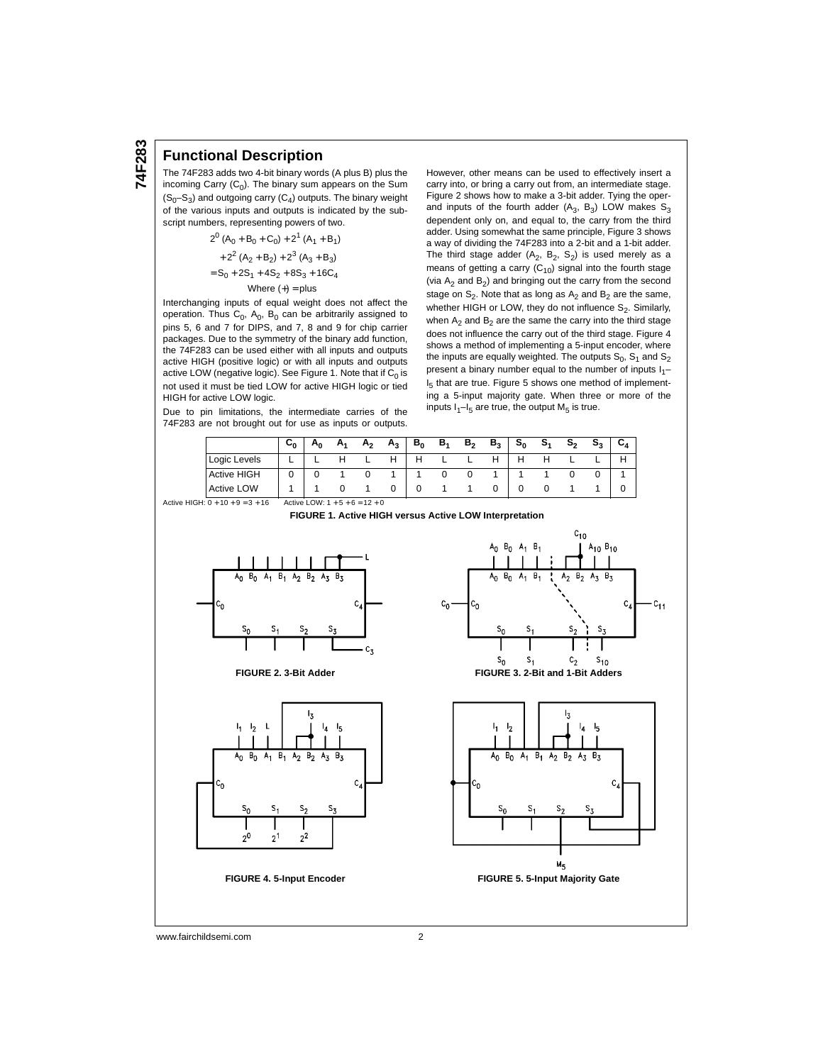## Functional Description

The 74F283 adds two 4-bit binary words (A plus B) plus the incoming Carry ($C_0$). The binary sum appears on the Sum ($S_0$–$S_3$) and outgoing carry ($C_4$) outputs. The binary weight of the various inputs and outputs is indicated by the subscript numbers, representing powers of two.

$$2^0 (A_0 + B_0 + C_0) + 2^1 (A_1 + B_1)$$
$$+ 2^2 (A_2 + B_2) + 2^3 (A_3 + B_3)$$
$$= S_0 + 2S_1 + 4S_2 + 8S_3 + 16C_4$$

Where (+) = plus

Interchanging inputs of equal weight does not affect the operation. Thus $C_0$, $A_0$, $B_0$ can be arbitrarily assigned to pins 5, 6 and 7 for DIPS, and 7, 8 and 9 for chip carrier packages. Due to the symmetry of the binary add function, the 74F283 can be used either with all inputs and outputs active HIGH (positive logic) or with all inputs and outputs active LOW (negative logic). See Figure 1. Note that if $C_0$ is not used it must be tied LOW for active HIGH logic or tied HIGH for active LOW logic.

Due to pin limitations, the intermediate carries of the 74F283 are not brought out for use as inputs or outputs. However, other means can be used to effectively insert a carry into, or bring a carry out from, an intermediate stage. Figure 2 shows how to make a 3-bit adder. Tying the operand inputs of the fourth adder ($A_3$, $B_3$) LOW makes $S_3$ dependent only on, and equal to, the carry from the third adder. Using somewhat the same principle, Figure 3 shows a way of dividing the 74F283 into a 2-bit and a 1-bit adder. The third stage adder ($A_2$, $B_2$, $S_2$) is used merely as a means of getting a carry ($C_{10}$) signal into the fourth stage (via $A_2$ and $B_2$) and bringing out the carry from the second stage on $S_2$. Note that as long as $A_2$ and $B_2$ are the same, whether HIGH or LOW, they do not influence $S_2$. Similarly, when $A_2$ and $B_2$ are the same the carry into the third stage does not influence the carry out of the third stage. Figure 4 shows a method of implementing a 5-input encoder, where the inputs are equally weighted. The outputs $S_0$, $S_1$ and $S_2$ present a binary number equal to the number of inputs $I_1$–$I_5$ that are true. Figure 5 shows one method of implementing a 5-input majority gate. When three or more of the inputs $I_1$–$I_5$ are true, the output $M_5$ is true.

| | $C_0$ | $A_0$ | $A_1$ | $A_2$ | $A_3$ | $B_0$ | $B_1$ | $B_2$ | $B_3$ | $S_0$ | $S_1$ | $S_2$ | $S_3$ | $C_4$ |
|---|---|---|---|---|---|---|---|---|---|---|---|---|---|---|
| Logic Levels | L | L | H | L | H | H | L | L | H | H | H | L | L | H |
| Active HIGH | 0 | 0 | 1 | 0 | 1 | 1 | 0 | 0 | 1 | 1 | 1 | 0 | 0 | 1 |
| Active LOW | 1 | 1 | 0 | 1 | 0 | 0 | 1 | 1 | 0 | 0 | 0 | 1 | 1 | 0 |

Active HIGH: 0 + 10 + 9 = 3 + 16    Active LOW: 1 + 5 + 6 = 12 + 0

**FIGURE 1. Active HIGH versus Active LOW Interpretation**

**FIGURE 2. 3-Bit Adder**

**FIGURE 3. 2-Bit and 1-Bit Adders**

**FIGURE 4. 5-Input Encoder**

**FIGURE 5. 5-Input Majority Gate**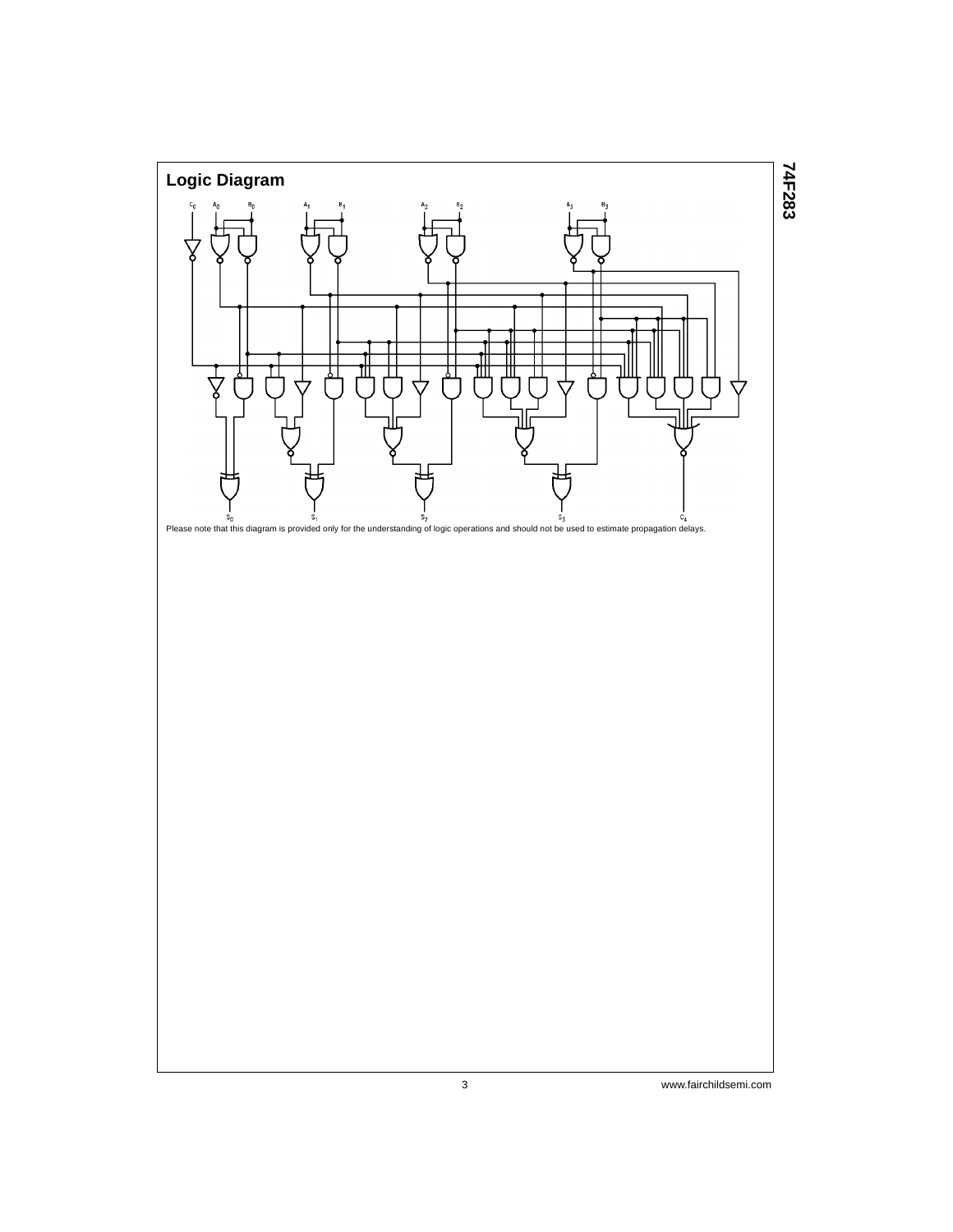## Logic Diagram

Please note that this diagram is provided only for the understanding of logic operations and should not be used to estimate propagation delays.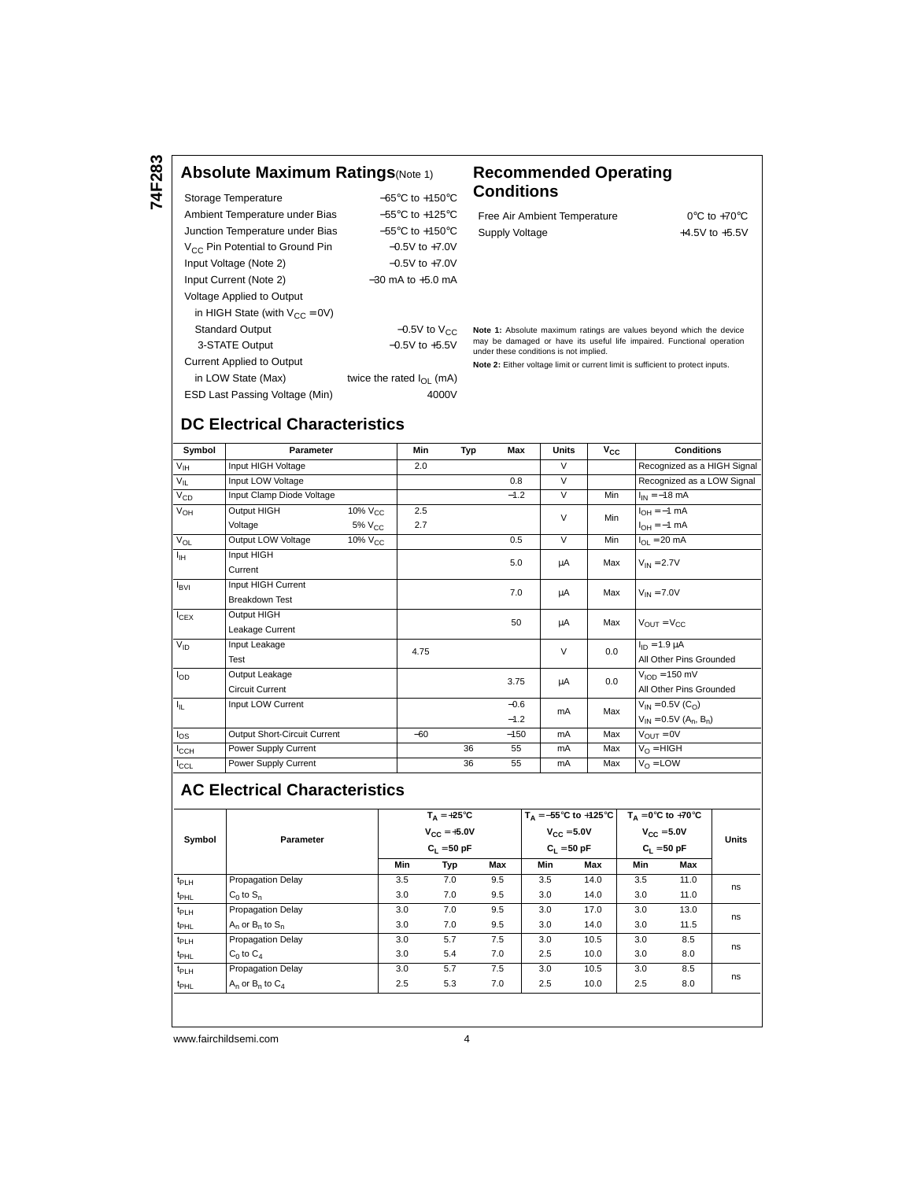## Absolute Maximum Ratings(Note 1)

| | |
|---|---|
| Storage Temperature | −65°C to +150°C |
| Ambient Temperature under Bias | −55°C to +125°C |
| Junction Temperature under Bias | −55°C to +150°C |
| $V_{CC}$ Pin Potential to Ground Pin | −0.5V to +7.0V |
| Input Voltage (Note 2) | −0.5V to +7.0V |
| Input Current (Note 2) | −30 mA to +5.0 mA |
| Voltage Applied to Output | |
| in HIGH State (with $V_{CC}$ = 0V) | |
| Standard Output | −0.5V to $V_{CC}$ |
| 3-STATE Output | −0.5V to +5.5V |
| Current Applied to Output | |
| in LOW State (Max) | twice the rated $I_{OL}$ (mA) |
| ESD Last Passing Voltage (Min) | 4000V |

## Recommended Operating Conditions

| | |
|---|---|
| Free Air Ambient Temperature | 0°C to +70°C |
| Supply Voltage | +4.5V to +5.5V |

**Note 1:** Absolute maximum ratings are values beyond which the device may be damaged or have its useful life impaired. Functional operation under these conditions is not implied.

**Note 2:** Either voltage limit or current limit is sufficient to protect inputs.

## DC Electrical Characteristics

| Symbol | Parameter | | Min | Typ | Max | Units | $V_{CC}$ | Conditions |
|---|---|---|---|---|---|---|---|---|
| $V_{IH}$ | Input HIGH Voltage | | 2.0 | | | V | | Recognized as a HIGH Signal |
| $V_{IL}$ | Input LOW Voltage | | | | 0.8 | V | | Recognized as a LOW Signal |
| $V_{CD}$ | Input Clamp Diode Voltage | | | | −1.2 | V | Min | $I_{IN}$ = −18 mA |
| $V_{OH}$ | Output HIGH Voltage | 10% $V_{CC}$ | 2.5 | | | V | Min | $I_{OH}$ = −1 mA |
| | | 5% $V_{CC}$ | 2.7 | | | | | $I_{OH}$ = −1 mA |
| $V_{OL}$ | Output LOW Voltage | 10% $V_{CC}$ | | | 0.5 | V | Min | $I_{OL}$ = 20 mA |
| $I_{IH}$ | Input HIGH Current | | | | 5.0 | µA | Max | $V_{IN}$ = 2.7V |
| $I_{BVI}$ | Input HIGH Current Breakdown Test | | | | 7.0 | µA | Max | $V_{IN}$ = 7.0V |
| $I_{CEX}$ | Output HIGH Leakage Current | | | | 50 | µA | Max | $V_{OUT}$ = $V_{CC}$ |
| $V_{ID}$ | Input Leakage Test | | 4.75 | | | V | 0.0 | $I_{ID}$ = 1.9 µA, All Other Pins Grounded |
| $I_{OD}$ | Output Leakage Circuit Current | | | | 3.75 | µA | 0.0 | $V_{IOD}$ = 150 mV, All Other Pins Grounded |
| $I_{IL}$ | Input LOW Current | | | | −0.6 | mA | Max | $V_{IN}$ = 0.5V ($C_0$) |
| | | | | | −1.2 | | | $V_{IN}$ = 0.5V ($A_n$, $B_n$) |
| $I_{OS}$ | Output Short-Circuit Current | | −60 | | −150 | mA | Max | $V_{OUT}$ = 0V |
| $I_{CCH}$ | Power Supply Current | | | 36 | 55 | mA | Max | $V_O$ = HIGH |
| $I_{CCL}$ | Power Supply Current | | | 36 | 55 | mA | Max | $V_O$ = LOW |

## AC Electrical Characteristics

| Symbol | Parameter | $T_A$ = +25°C, $V_{CC}$ = +5.0V, $C_L$ = 50 pF | | | $T_A$ = −55°C to +125°C, $V_{CC}$ = 5.0V, $C_L$ = 50 pF | | $T_A$ = 0°C to +70°C, $V_{CC}$ = 5.0V, $C_L$ = 50 pF | | Units |
|---|---|---|---|---|---|---|---|---|---|
| | | Min | Typ | Max | Min | Max | Min | Max | |
| $t_{PLH}$ | Propagation Delay | 3.5 | 7.0 | 9.5 | 3.5 | 14.0 | 3.5 | 11.0 | ns |
| $t_{PHL}$ | $C_0$ to $S_n$ | 3.0 | 7.0 | 9.5 | 3.0 | 14.0 | 3.0 | 11.0 | |
| $t_{PLH}$ | Propagation Delay | 3.0 | 7.0 | 9.5 | 3.0 | 17.0 | 3.0 | 13.0 | ns |
| $t_{PHL}$ | $A_n$ or $B_n$ to $S_n$ | 3.0 | 7.0 | 9.5 | 3.0 | 14.0 | 3.0 | 11.5 | |
| $t_{PLH}$ | Propagation Delay | 3.0 | 5.7 | 7.5 | 3.0 | 10.5 | 3.0 | 8.5 | ns |
| $t_{PHL}$ | $C_0$ to $C_4$ | 3.0 | 5.4 | 7.0 | 2.5 | 10.0 | 3.0 | 8.0 | |
| $t_{PLH}$ | Propagation Delay | 3.0 | 5.7 | 7.5 | 3.0 | 10.5 | 3.0 | 8.5 | ns |
| $t_{PHL}$ | $A_n$ or $B_n$ to $C_4$ | 2.5 | 5.3 | 7.0 | 2.5 | 10.0 | 2.5 | 8.0 | |